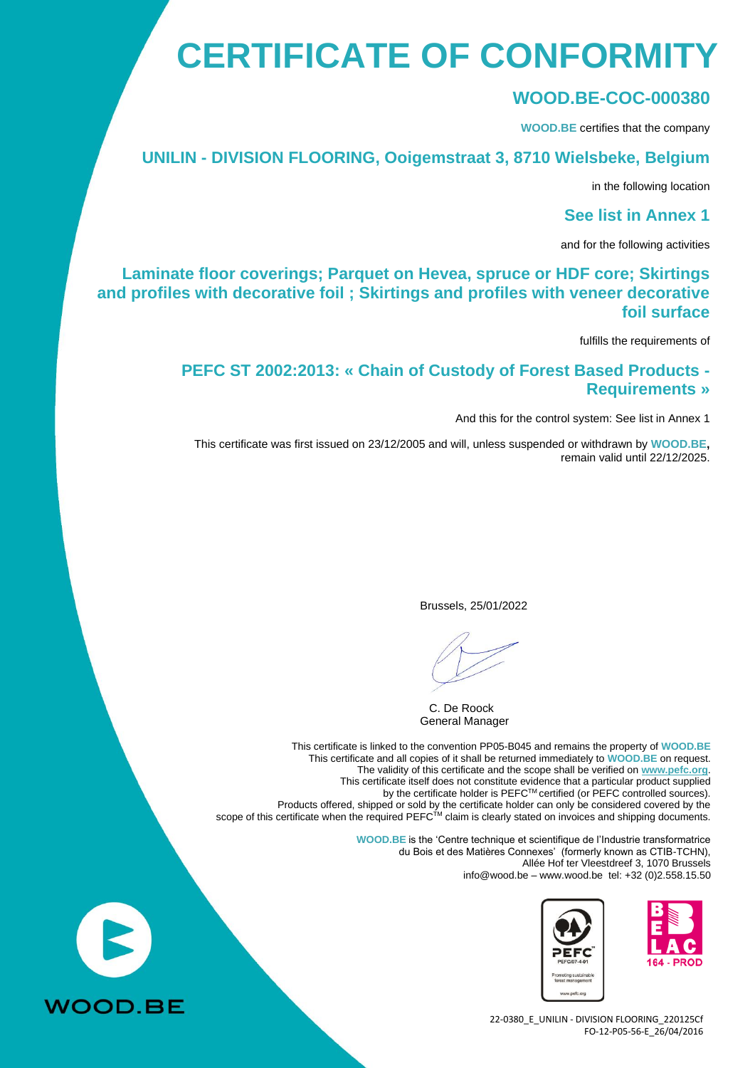# CERTIFICATE OF CONFORMITY

## WOOD.BE-COC-000380

**WOOD.BE** certifies that the company

## UNILIN - DIVISION FLOORING, Ooigemstraat 3, 8710 Wielsbeke, Belgium

in the following location

## See list in Annex 1

and for the following activities

## Laminate floor coverings; Parquet on Hevea, spruce or HDF core; Skirtings and profiles with decorative foil ; Skirtings and profiles with veneer decorative foil surface

fulfills the requirements of

## PEFC ST 2002:2013: « Chain of Custody of Forest Based Products - Requirements »

And this for the control system: See list in Annex 1

This certificate was first issued on 23/12/2005 and will, unless suspended or withdrawn by **WOOD.BE,** remain valid until 22/12/2025.

Brussels, 25/01/2022

C. De Roock
General Manager

This certificate is linked to the convention PP05-B045 and remains the property of **WOOD.BE**
This certificate and all copies of it shall be returned immediately to **WOOD.BE** on request.
The validity of this certificate and the scope shall be verified on **www.pefc.org**.
This certificate itself does not constitute evidence that a particular product supplied by the certificate holder is PEFC™ certified (or PEFC controlled sources).
Products offered, shipped or sold by the certificate holder can only be considered covered by the scope of this certificate when the required PEFC™ claim is clearly stated on invoices and shipping documents.

**WOOD.BE** is the 'Centre technique et scientifique de l'Industrie transformatrice du Bois et des Matières Connexes' (formerly known as CTIB-TCHN),
Allée Hof ter Vleestdreef 3, 1070 Brussels
info@wood.be – www.wood.be tel: +32 (0)2.558.15.50

PEFC/07-4-01
Promoting sustainable forest management
www.pefc.org

BELAC 164 - PROD

WOOD.BE

22-0380_E_UNILIN - DIVISION FLOORING_220125Cf
FO-12-P05-56-E_26/04/2016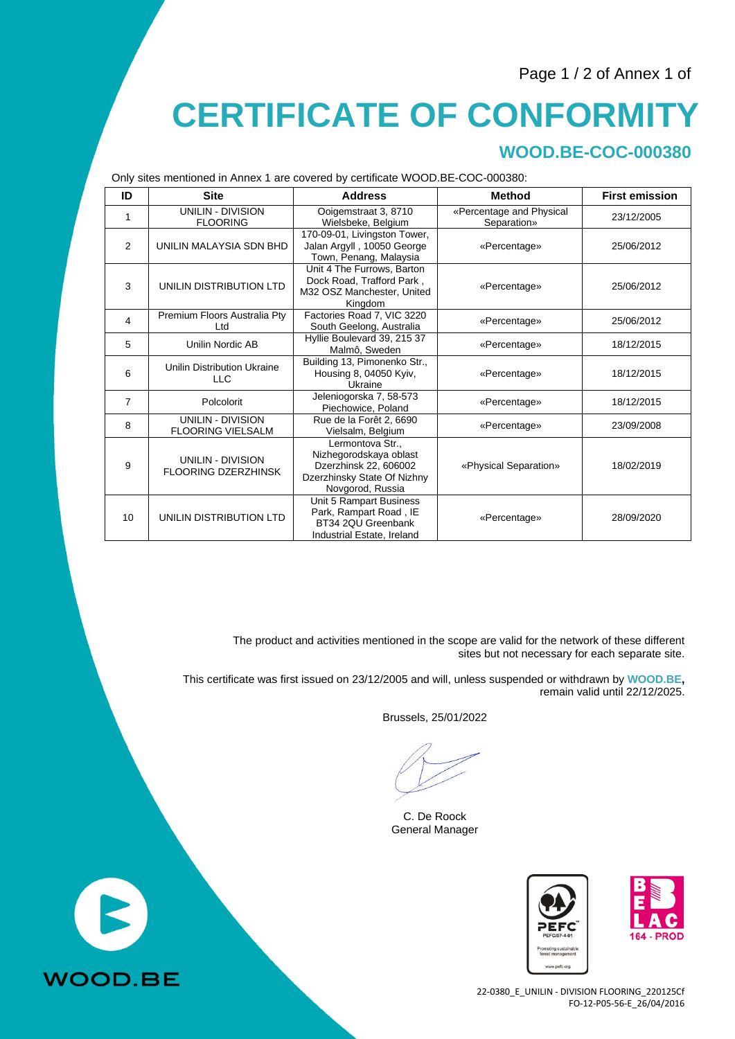Page 1 / 2 of Annex 1 of

# CERTIFICATE OF CONFORMITY

## WOOD.BE-COC-000380

Only sites mentioned in Annex 1 are covered by certificate WOOD.BE-COC-000380:

| ID | Site | Address | Method | First emission |
|---|---|---|---|---|
| 1 | UNILIN - DIVISION FLOORING | Ooigemstraat 3, 8710 Wielsbeke, Belgium | «Percentage and Physical Separation» | 23/12/2005 |
| 2 | UNILIN MALAYSIA SDN BHD | 170-09-01, Livingston Tower, Jalan Argyll , 10050 George Town, Penang, Malaysia | «Percentage» | 25/06/2012 |
| 3 | UNILIN DISTRIBUTION LTD | Unit 4 The Furrows, Barton Dock Road, Trafford Park , M32 OSZ Manchester, United Kingdom | «Percentage» | 25/06/2012 |
| 4 | Premium Floors Australia Pty Ltd | Factories Road 7, VIC 3220 South Geelong, Australia | «Percentage» | 25/06/2012 |
| 5 | Unilin Nordic AB | Hyllie Boulevard 39, 215 37 Malmô, Sweden | «Percentage» | 18/12/2015 |
| 6 | Unilin Distribution Ukraine LLC | Building 13, Pimonenko Str., Housing 8, 04050 Kyiv, Ukraine | «Percentage» | 18/12/2015 |
| 7 | Polcolorit | Jeleniogorska 7, 58-573 Piechowice, Poland | «Percentage» | 18/12/2015 |
| 8 | UNILIN - DIVISION FLOORING VIELSALM | Rue de la Forêt 2, 6690 Vielsalm, Belgium | «Percentage» | 23/09/2008 |
| 9 | UNILIN - DIVISION FLOORING DZERZHINSK | Lermontova Str., Nizhegorodskaya oblast Dzerzhinsk 22, 606002 Dzerzhinsky State Of Nizhny Novgorod, Russia | «Physical Separation» | 18/02/2019 |
| 10 | UNILIN DISTRIBUTION LTD | Unit 5 Rampart Business Park, Rampart Road , IE BT34 2QU Greenbank Industrial Estate, Ireland | «Percentage» | 28/09/2020 |

The product and activities mentioned in the scope are valid for the network of these different sites but not necessary for each separate site.

This certificate was first issued on 23/12/2005 and will, unless suspended or withdrawn by **WOOD.BE**, remain valid until 22/12/2025.

Brussels, 25/01/2022

C. De Roock
General Manager

WOOD.BE

PEFC
PEFC/07-4-01
Promoting sustainable forest management
www.pefc.org

BELAC
164 - PROD

22-0380_E_UNILIN - DIVISION FLOORING_220125Cf
FO-12-P05-56-E_26/04/2016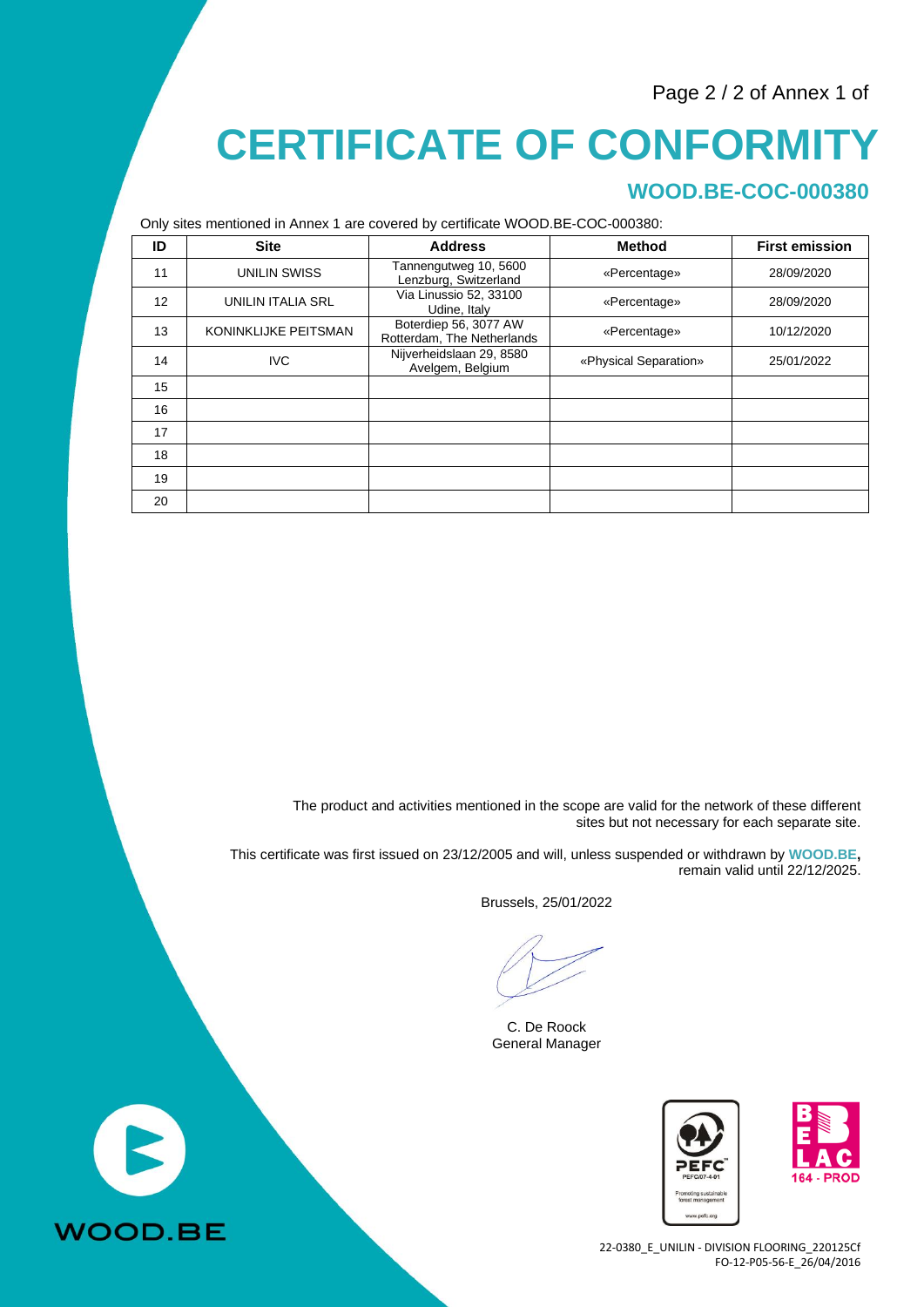# CERTIFICATE OF CONFORMITY

## WOOD.BE-COC-000380

Only sites mentioned in Annex 1 are covered by certificate WOOD.BE-COC-000380:

| ID | Site | Address | Method | First emission |
|---|---|---|---|---|
| 11 | UNILIN SWISS | Tannengutweg 10, 5600 Lenzburg, Switzerland | «Percentage» | 28/09/2020 |
| 12 | UNILIN ITALIA SRL | Via Linussio 52, 33100 Udine, Italy | «Percentage» | 28/09/2020 |
| 13 | KONINKLIJKE PEITSMAN | Boterdiep 56, 3077 AW Rotterdam, The Netherlands | «Percentage» | 10/12/2020 |
| 14 | IVC | Nijverheidslaan 29, 8580 Avelgem, Belgium | «Physical Separation» | 25/01/2022 |
| 15 | | | | |
| 16 | | | | |
| 17 | | | | |
| 18 | | | | |
| 19 | | | | |
| 20 | | | | |

The product and activities mentioned in the scope are valid for the network of these different sites but not necessary for each separate site.

This certificate was first issued on 23/12/2005 and will, unless suspended or withdrawn by **WOOD.BE**, remain valid until 22/12/2025.

Brussels, 25/01/2022

C. De Roock
General Manager

WOOD.BE

PEFC/07-4-01
Promoting sustainable forest management
www.pefc.org

BE LAC 164 - PROD

22-0380_E_UNILIN - DIVISION FLOORING_220125Cf
FO-12-P05-56-E_26/04/2016